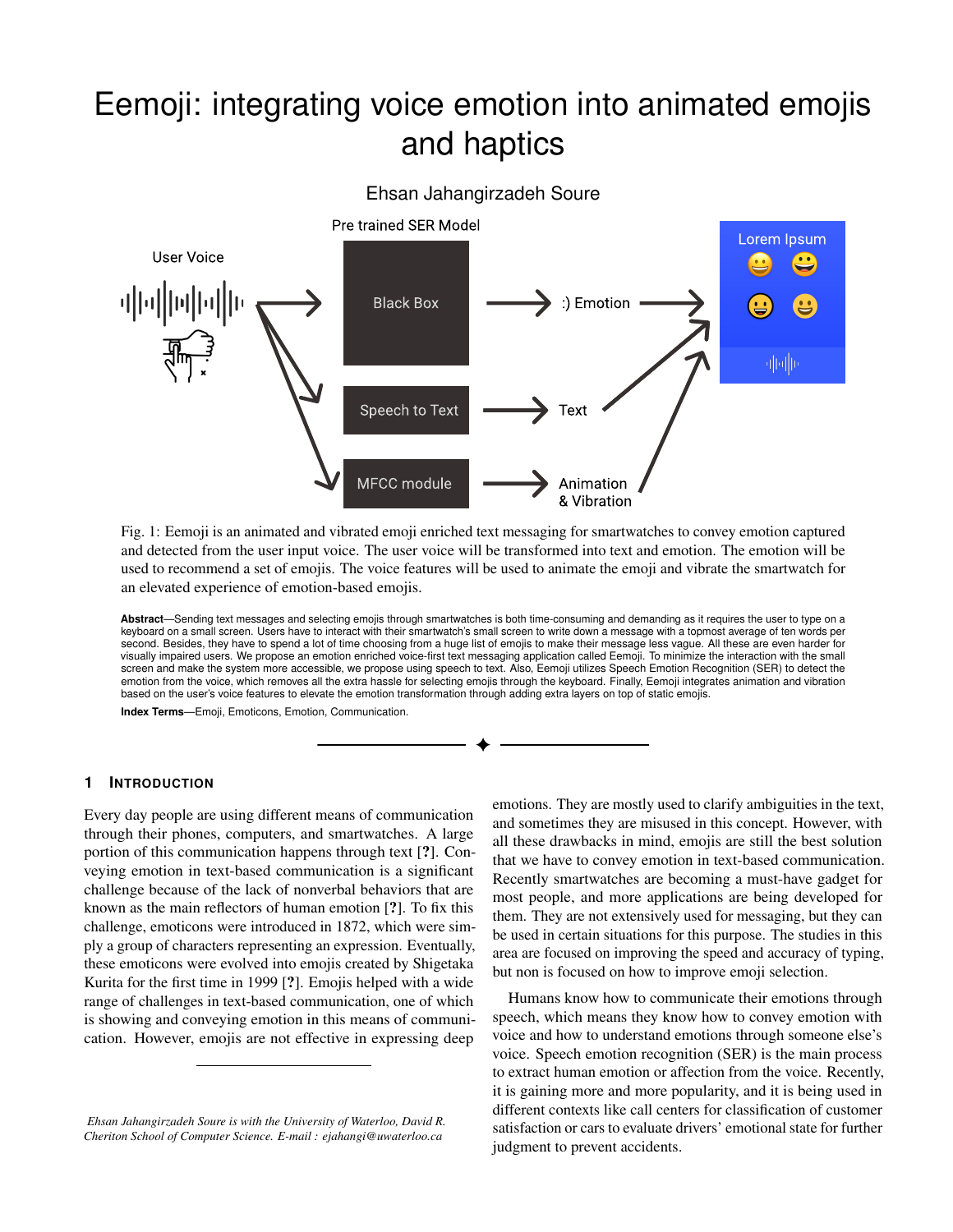# Eemoji: integrating voice emotion into animated emojis and haptics

Ehsan Jahangirzadeh Soure

Fig. 1: Eemoji is an animated and vibrated emoji enriched text messaging for smartwatches to convey emotion captured and detected from the user input voice. The user voice will be transformed into text and emotion. The emotion will be used to recommend a set of emojis. The voice features will be used to animate the emoji and vibrate the smartwatch for an elevated experience of emotion-based emojis.

**Abstract**—Sending text messages and selecting emojis through smartwatches is both time-consuming and demanding as it requires the user to type on a keyboard on a small screen. Users have to interact with their smartwatch's small screen to write down a message with a topmost average of ten words per second. Besides, they have to spend a lot of time choosing from a huge list of emojis to make their message less vague. All these are even harder for visually impaired users. We propose an emotion enriched voice-first text messaging application called Eemoji. To minimize the interaction with the small screen and make the system more accessible, we propose using speech to text. Also, Eemoji utilizes Speech Emotion Recognition (SER) to detect the emotion from the voice, which removes all the extra hassle for selecting emojis through the keyboard. Finally, Eemoji integrates animation and vibration based on the user's voice features to elevate the emotion transformation through adding extra layers on top of static emojis.

**Index Terms**—Emoji, Emoticons, Emotion, Communication.

## 1 Introduction

Every day people are using different means of communication through their phones, computers, and smartwatches. A large portion of this communication happens through text [?]. Conveying emotion in text-based communication is a significant challenge because of the lack of nonverbal behaviors that are known as the main reflectors of human emotion [?]. To fix this challenge, emoticons were introduced in 1872, which were simply a group of characters representing an expression. Eventually, these emoticons were evolved into emojis created by Shigetaka Kurita for the first time in 1999 [?]. Emojis helped with a wide range of challenges in text-based communication, one of which is showing and conveying emotion in this means of communication. However, emojis are not effective in expressing deep emotions. They are mostly used to clarify ambiguities in the text, and sometimes they are misused in this concept. However, with all these drawbacks in mind, emojis are still the best solution that we have to convey emotion in text-based communication. Recently smartwatches are becoming a must-have gadget for most people, and more applications are being developed for them. They are not extensively used for messaging, but they can be used in certain situations for this purpose. The studies in this area are focused on improving the speed and accuracy of typing, but non is focused on how to improve emoji selection.

Humans know how to communicate their emotions through speech, which means they know how to convey emotion with voice and how to understand emotions through someone else's voice. Speech emotion recognition (SER) is the main process to extract human emotion or affection from the voice. Recently, it is gaining more and more popularity, and it is being used in different contexts like call centers for classification of customer satisfaction or cars to evaluate drivers' emotional state for further judgment to prevent accidents.

*Ehsan Jahangirzadeh Soure is with the University of Waterloo, David R. Cheriton School of Computer Science. E-mail : ejahangi@uwaterloo.ca*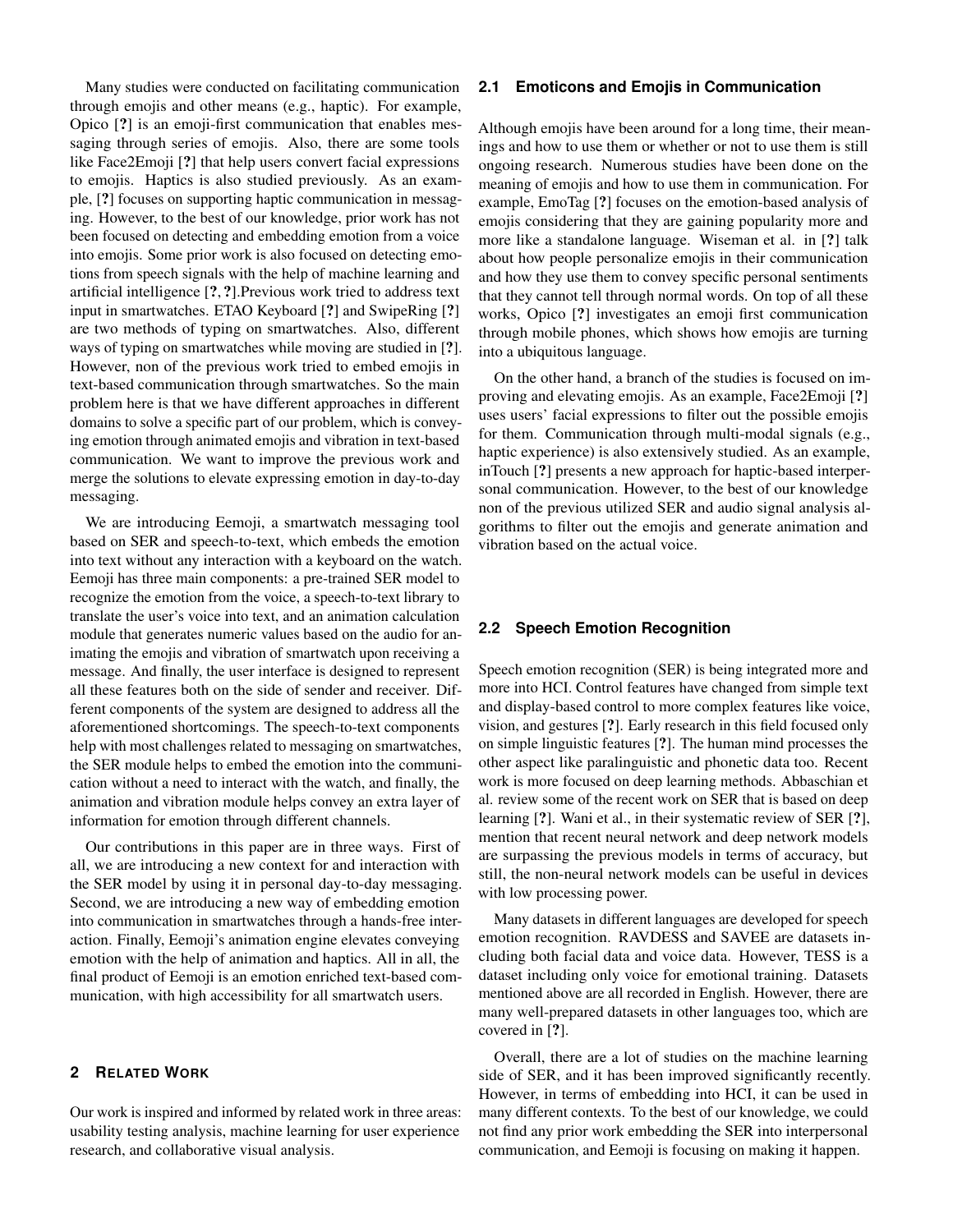Many studies were conducted on facilitating communication through emojis and other means (e.g., haptic). For example, Opico [?] is an emoji-first communication that enables messaging through series of emojis. Also, there are some tools like Face2Emoji [?] that help users convert facial expressions to emojis. Haptics is also studied previously. As an example, [?] focuses on supporting haptic communication in messaging. However, to the best of our knowledge, prior work has not been focused on detecting and embedding emotion from a voice into emojis. Some prior work is also focused on detecting emotions from speech signals with the help of machine learning and artificial intelligence [?, ?].Previous work tried to address text input in smartwatches. ETAO Keyboard [?] and SwipeRing [?] are two methods of typing on smartwatches. Also, different ways of typing on smartwatches while moving are studied in [?]. However, non of the previous work tried to embed emojis in text-based communication through smartwatches. So the main problem here is that we have different approaches in different domains to solve a specific part of our problem, which is conveying emotion through animated emojis and vibration in text-based communication. We want to improve the previous work and merge the solutions to elevate expressing emotion in day-to-day messaging.

We are introducing Eemoji, a smartwatch messaging tool based on SER and speech-to-text, which embeds the emotion into text without any interaction with a keyboard on the watch. Eemoji has three main components: a pre-trained SER model to recognize the emotion from the voice, a speech-to-text library to translate the user's voice into text, and an animation calculation module that generates numeric values based on the audio for animating the emojis and vibration of smartwatch upon receiving a message. And finally, the user interface is designed to represent all these features both on the side of sender and receiver. Different components of the system are designed to address all the aforementioned shortcomings. The speech-to-text components help with most challenges related to messaging on smartwatches, the SER module helps to embed the emotion into the communication without a need to interact with the watch, and finally, the animation and vibration module helps convey an extra layer of information for emotion through different channels.

Our contributions in this paper are in three ways. First of all, we are introducing a new context for and interaction with the SER model by using it in personal day-to-day messaging. Second, we are introducing a new way of embedding emotion into communication in smartwatches through a hands-free interaction. Finally, Eemoji's animation engine elevates conveying emotion with the help of animation and haptics. All in all, the final product of Eemoji is an emotion enriched text-based communication, with high accessibility for all smartwatch users.

## 2 Related Work

Our work is inspired and informed by related work in three areas: usability testing analysis, machine learning for user experience research, and collaborative visual analysis.

### 2.1 Emoticons and Emojis in Communication

Although emojis have been around for a long time, their meanings and how to use them or whether or not to use them is still ongoing research. Numerous studies have been done on the meaning of emojis and how to use them in communication. For example, EmoTag [?] focuses on the emotion-based analysis of emojis considering that they are gaining popularity more and more like a standalone language. Wiseman et al. in [?] talk about how people personalize emojis in their communication and how they use them to convey specific personal sentiments that they cannot tell through normal words. On top of all these works, Opico [?] investigates an emoji first communication through mobile phones, which shows how emojis are turning into a ubiquitous language.

On the other hand, a branch of the studies is focused on improving and elevating emojis. As an example, Face2Emoji [?] uses users' facial expressions to filter out the possible emojis for them. Communication through multi-modal signals (e.g., haptic experience) is also extensively studied. As an example, inTouch [?] presents a new approach for haptic-based interpersonal communication. However, to the best of our knowledge non of the previous utilized SER and audio signal analysis algorithms to filter out the emojis and generate animation and vibration based on the actual voice.

### 2.2 Speech Emotion Recognition

Speech emotion recognition (SER) is being integrated more and more into HCI. Control features have changed from simple text and display-based control to more complex features like voice, vision, and gestures [?]. Early research in this field focused only on simple linguistic features [?]. The human mind processes the other aspect like paralinguistic and phonetic data too. Recent work is more focused on deep learning methods. Abbaschian et al. review some of the recent work on SER that is based on deep learning [?]. Wani et al., in their systematic review of SER [?], mention that recent neural network and deep network models are surpassing the previous models in terms of accuracy, but still, the non-neural network models can be useful in devices with low processing power.

Many datasets in different languages are developed for speech emotion recognition. RAVDESS and SAVEE are datasets including both facial data and voice data. However, TESS is a dataset including only voice for emotional training. Datasets mentioned above are all recorded in English. However, there are many well-prepared datasets in other languages too, which are covered in [?].

Overall, there are a lot of studies on the machine learning side of SER, and it has been improved significantly recently. However, in terms of embedding into HCI, it can be used in many different contexts. To the best of our knowledge, we could not find any prior work embedding the SER into interpersonal communication, and Eemoji is focusing on making it happen.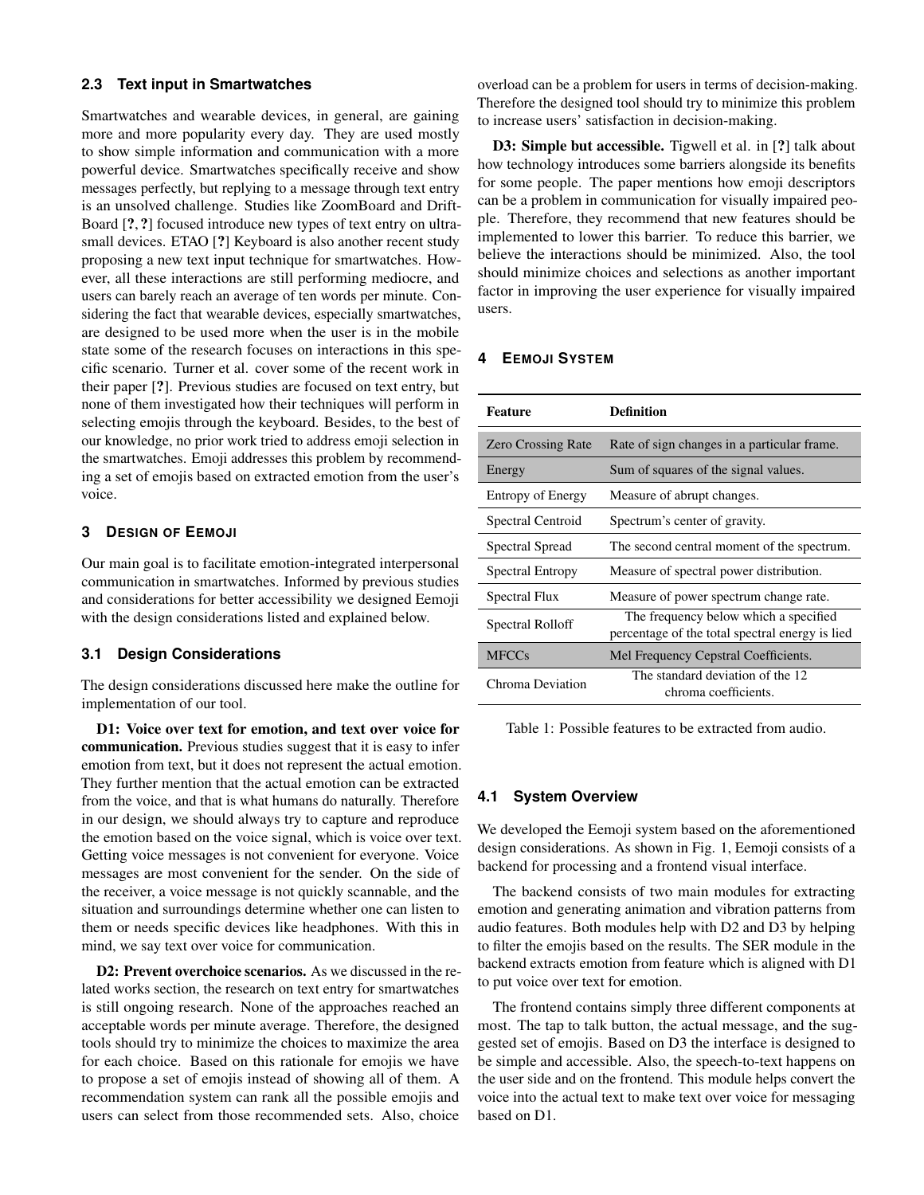### 2.3 Text input in Smartwatches

Smartwatches and wearable devices, in general, are gaining more and more popularity every day. They are used mostly to show simple information and communication with a more powerful device. Smartwatches specifically receive and show messages perfectly, but replying to a message through text entry is an unsolved challenge. Studies like ZoomBoard and DriftBoard [?, ?] focused introduce new types of text entry on ultra-small devices. ETAO [?] Keyboard is also another recent study proposing a new text input technique for smartwatches. However, all these interactions are still performing mediocre, and users can barely reach an average of ten words per minute. Considering the fact that wearable devices, especially smartwatches, are designed to be used more when the user is in the mobile state some of the research focuses on interactions in this specific scenario. Turner et al. cover some of the recent work in their paper [?]. Previous studies are focused on text entry, but none of them investigated how their techniques will perform in selecting emojis through the keyboard. Besides, to the best of our knowledge, no prior work tried to address emoji selection in the smartwatches. Emoji addresses this problem by recommending a set of emojis based on extracted emotion from the user's voice.

## 3 Design of Eemoji

Our main goal is to facilitate emotion-integrated interpersonal communication in smartwatches. Informed by previous studies and considerations for better accessibility we designed Eemoji with the design considerations listed and explained below.

### 3.1 Design Considerations

The design considerations discussed here make the outline for implementation of our tool.

**D1: Voice over text for emotion, and text over voice for communication.** Previous studies suggest that it is easy to infer emotion from text, but it does not represent the actual emotion. They further mention that the actual emotion can be extracted from the voice, and that is what humans do naturally. Therefore in our design, we should always try to capture and reproduce the emotion based on the voice signal, which is voice over text. Getting voice messages is not convenient for everyone. Voice messages are most convenient for the sender. On the side of the receiver, a voice message is not quickly scannable, and the situation and surroundings determine whether one can listen to them or needs specific devices like headphones. With this in mind, we say text over voice for communication.

**D2: Prevent overchoice scenarios.** As we discussed in the related works section, the research on text entry for smartwatches is still ongoing research. None of the approaches reached an acceptable words per minute average. Therefore, the designed tools should try to minimize the choices to maximize the area for each choice. Based on this rationale for emojis we have to propose a set of emojis instead of showing all of them. A recommendation system can rank all the possible emojis and users can select from those recommended sets. Also, choice overload can be a problem for users in terms of decision-making. Therefore the designed tool should try to minimize this problem to increase users' satisfaction in decision-making.

**D3: Simple but accessible.** Tigwell et al. in [?] talk about how technology introduces some barriers alongside its benefits for some people. The paper mentions how emoji descriptors can be a problem in communication for visually impaired people. Therefore, they recommend that new features should be implemented to lower this barrier. To reduce this barrier, we believe the interactions should be minimized. Also, the tool should minimize choices and selections as another important factor in improving the user experience for visually impaired users.

## 4 Eemoji System

| Feature | Definition |
|---|---|
| Zero Crossing Rate | Rate of sign changes in a particular frame. |
| Energy | Sum of squares of the signal values. |
| Entropy of Energy | Measure of abrupt changes. |
| Spectral Centroid | Spectrum's center of gravity. |
| Spectral Spread | The second central moment of the spectrum. |
| Spectral Entropy | Measure of spectral power distribution. |
| Spectral Flux | Measure of power spectrum change rate. |
| Spectral Rolloff | The frequency below which a specified percentage of the total spectral energy is lied |
| MFCCs | Mel Frequency Cepstral Coefficients. |
| Chroma Deviation | The standard deviation of the 12 chroma coefficients. |

Table 1: Possible features to be extracted from audio.

### 4.1 System Overview

We developed the Eemoji system based on the aforementioned design considerations. As shown in Fig. 1, Eemoji consists of a backend for processing and a frontend visual interface.

The backend consists of two main modules for extracting emotion and generating animation and vibration patterns from audio features. Both modules help with D2 and D3 by helping to filter the emojis based on the results. The SER module in the backend extracts emotion from feature which is aligned with D1 to put voice over text for emotion.

The frontend contains simply three different components at most. The tap to talk button, the actual message, and the suggested set of emojis. Based on D3 the interface is designed to be simple and accessible. Also, the speech-to-text happens on the user side and on the frontend. This module helps convert the voice into the actual text to make text over voice for messaging based on D1.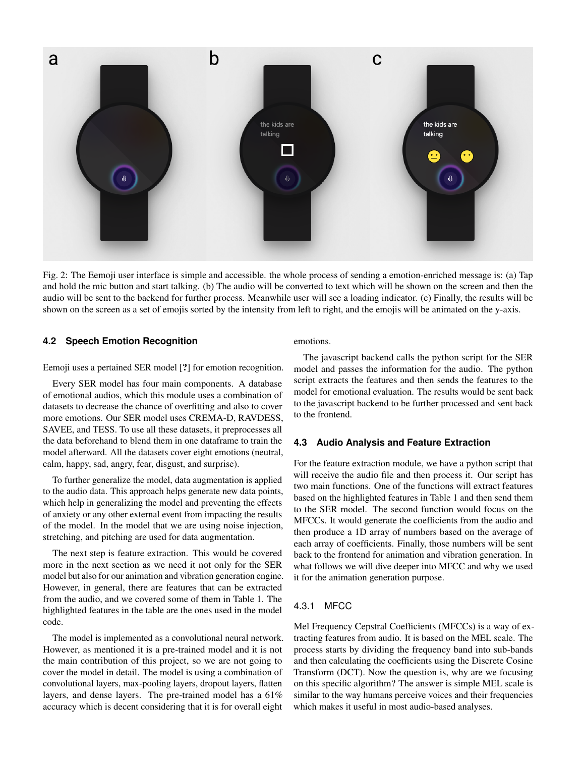Fig. 2: The Eemoji user interface is simple and accessible. the whole process of sending a emotion-enriched message is: (a) Tap and hold the mic button and start talking. (b) The audio will be converted to text which will be shown on the screen and then the audio will be sent to the backend for further process. Meanwhile user will see a loading indicator. (c) Finally, the results will be shown on the screen as a set of emojis sorted by the intensity from left to right, and the emojis will be animated on the y-axis.

### 4.2 Speech Emotion Recognition

Eemoji uses a pertained SER model [?] for emotion recognition.

Every SER model has four main components. A database of emotional audios, which this module uses a combination of datasets to decrease the chance of overfitting and also to cover more emotions. Our SER model uses CREMA-D, RAVDESS, SAVEE, and TESS. To use all these datasets, it preprocesses all the data beforehand to blend them in one dataframe to train the model afterward. All the datasets cover eight emotions (neutral, calm, happy, sad, angry, fear, disgust, and surprise).

To further generalize the model, data augmentation is applied to the audio data. This approach helps generate new data points, which help in generalizing the model and preventing the effects of anxiety or any other external event from impacting the results of the model. In the model that we are using noise injection, stretching, and pitching are used for data augmentation.

The next step is feature extraction. This would be covered more in the next section as we need it not only for the SER model but also for our animation and vibration generation engine. However, in general, there are features that can be extracted from the audio, and we covered some of them in Table 1. The highlighted features in the table are the ones used in the model code.

The model is implemented as a convolutional neural network. However, as mentioned it is a pre-trained model and it is not the main contribution of this project, so we are not going to cover the model in detail. The model is using a combination of convolutional layers, max-pooling layers, dropout layers, flatten layers, and dense layers. The pre-trained model has a 61% accuracy which is decent considering that it is for overall eight emotions.

The javascript backend calls the python script for the SER model and passes the information for the audio. The python script extracts the features and then sends the features to the model for emotional evaluation. The results would be sent back to the javascript backend to be further processed and sent back to the frontend.

### 4.3 Audio Analysis and Feature Extraction

For the feature extraction module, we have a python script that will receive the audio file and then process it. Our script has two main functions. One of the functions will extract features based on the highlighted features in Table 1 and then send them to the SER model. The second function would focus on the MFCCs. It would generate the coefficients from the audio and then produce a 1D array of numbers based on the average of each array of coefficients. Finally, those numbers will be sent back to the frontend for animation and vibration generation. In what follows we will dive deeper into MFCC and why we used it for the animation generation purpose.

#### 4.3.1 MFCC

Mel Frequency Cepstral Coefficients (MFCCs) is a way of extracting features from audio. It is based on the MEL scale. The process starts by dividing the frequency band into sub-bands and then calculating the coefficients using the Discrete Cosine Transform (DCT). Now the question is, why are we focusing on this specific algorithm? The answer is simple MEL scale is similar to the way humans perceive voices and their frequencies which makes it useful in most audio-based analyses.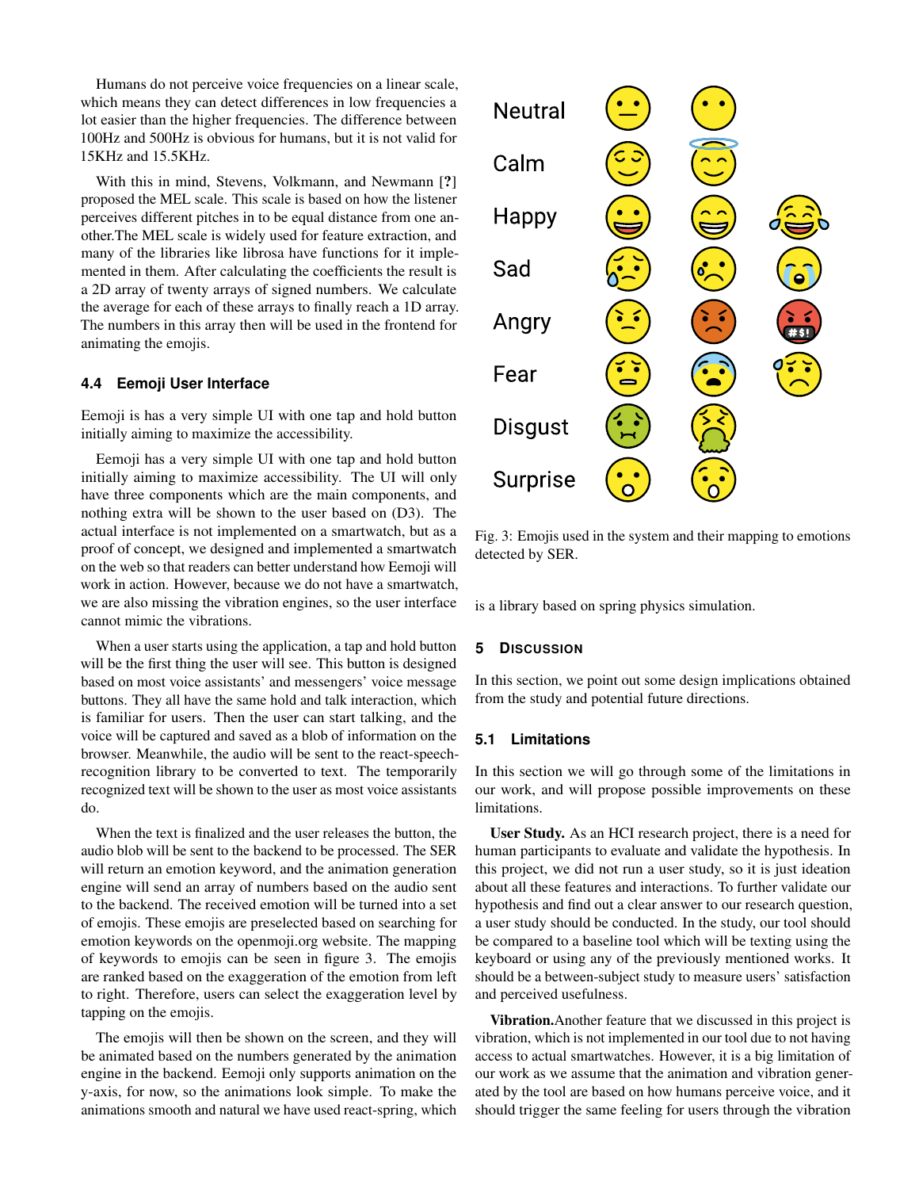Humans do not perceive voice frequencies on a linear scale, which means they can detect differences in low frequencies a lot easier than the higher frequencies. The difference between 100Hz and 500Hz is obvious for humans, but it is not valid for 15KHz and 15.5KHz.

With this in mind, Stevens, Volkmann, and Newmann [?] proposed the MEL scale. This scale is based on how the listener perceives different pitches in to be equal distance from one another.The MEL scale is widely used for feature extraction, and many of the libraries like librosa have functions for it implemented in them. After calculating the coefficients the result is a 2D array of twenty arrays of signed numbers. We calculate the average for each of these arrays to finally reach a 1D array. The numbers in this array then will be used in the frontend for animating the emojis.

### 4.4 Eemoji User Interface

Eemoji is has a very simple UI with one tap and hold button initially aiming to maximize the accessibility.

Eemoji has a very simple UI with one tap and hold button initially aiming to maximize accessibility. The UI will only have three components which are the main components, and nothing extra will be shown to the user based on (D3). The actual interface is not implemented on a smartwatch, but as a proof of concept, we designed and implemented a smartwatch on the web so that readers can better understand how Eemoji will work in action. However, because we do not have a smartwatch, we are also missing the vibration engines, so the user interface cannot mimic the vibrations.

When a user starts using the application, a tap and hold button will be the first thing the user will see. This button is designed based on most voice assistants' and messengers' voice message buttons. They all have the same hold and talk interaction, which is familiar for users. Then the user can start talking, and the voice will be captured and saved as a blob of information on the browser. Meanwhile, the audio will be sent to the react-speech-recognition library to be converted to text. The temporarily recognized text will be shown to the user as most voice assistants do.

When the text is finalized and the user releases the button, the audio blob will be sent to the backend to be processed. The SER will return an emotion keyword, and the animation generation engine will send an array of numbers based on the audio sent to the backend. The received emotion will be turned into a set of emojis. These emojis are preselected based on searching for emotion keywords on the openmoji.org website. The mapping of keywords to emojis can be seen in figure 3. The emojis are ranked based on the exaggeration of the emotion from left to right. Therefore, users can select the exaggeration level by tapping on the emojis.

The emojis will then be shown on the screen, and they will be animated based on the numbers generated by the animation engine in the backend. Eemoji only supports animation on the y-axis, for now, so the animations look simple. To make the animations smooth and natural we have used react-spring, which is a library based on spring physics simulation.

Neutral
Calm
Happy
Sad
Angry
Fear
Disgust
Surprise

Fig. 3: Emojis used in the system and their mapping to emotions detected by SER.

## 5 Discussion

In this section, we point out some design implications obtained from the study and potential future directions.

### 5.1 Limitations

In this section we will go through some of the limitations in our work, and will propose possible improvements on these limitations.

**User Study.** As an HCI research project, there is a need for human participants to evaluate and validate the hypothesis. In this project, we did not run a user study, so it is just ideation about all these features and interactions. To further validate our hypothesis and find out a clear answer to our research question, a user study should be conducted. In the study, our tool should be compared to a baseline tool which will be texting using the keyboard or using any of the previously mentioned works. It should be a between-subject study to measure users' satisfaction and perceived usefulness.

**Vibration.** Another feature that we discussed in this project is vibration, which is not implemented in our tool due to not having access to actual smartwatches. However, it is a big limitation of our work as we assume that the animation and vibration generated by the tool are based on how humans perceive voice, and it should trigger the same feeling for users through the vibration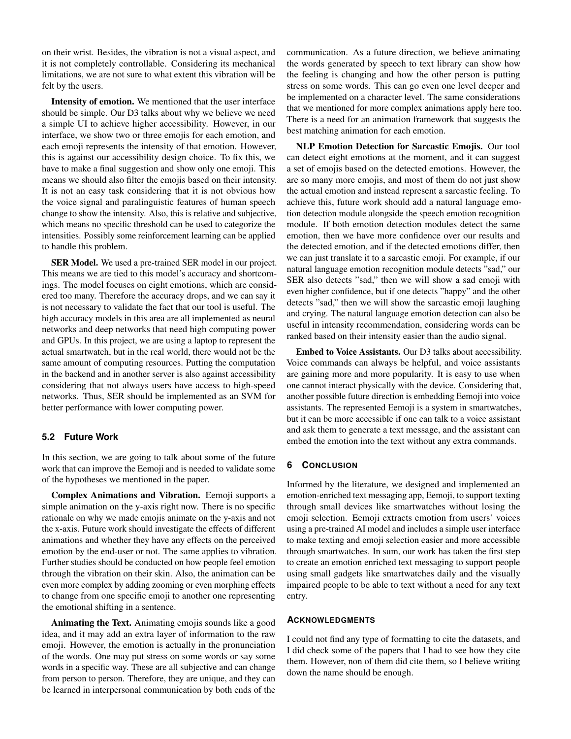on their wrist. Besides, the vibration is not a visual aspect, and it is not completely controllable. Considering its mechanical limitations, we are not sure to what extent this vibration will be felt by the users.

**Intensity of emotion.** We mentioned that the user interface should be simple. Our D3 talks about why we believe we need a simple UI to achieve higher accessibility. However, in our interface, we show two or three emojis for each emotion, and each emoji represents the intensity of that emotion. However, this is against our accessibility design choice. To fix this, we have to make a final suggestion and show only one emoji. This means we should also filter the emojis based on their intensity. It is not an easy task considering that it is not obvious how the voice signal and paralinguistic features of human speech change to show the intensity. Also, this is relative and subjective, which means no specific threshold can be used to categorize the intensities. Possibly some reinforcement learning can be applied to handle this problem.

**SER Model.** We used a pre-trained SER model in our project. This means we are tied to this model's accuracy and shortcomings. The model focuses on eight emotions, which are considered too many. Therefore the accuracy drops, and we can say it is not necessary to validate the fact that our tool is useful. The high accuracy models in this area are all implemented as neural networks and deep networks that need high computing power and GPUs. In this project, we are using a laptop to represent the actual smartwatch, but in the real world, there would not be the same amount of computing resources. Putting the computation in the backend and in another server is also against accessibility considering that not always users have access to high-speed networks. Thus, SER should be implemented as an SVM for better performance with lower computing power.

### 5.2 Future Work

In this section, we are going to talk about some of the future work that can improve the Eemoji and is needed to validate some of the hypotheses we mentioned in the paper.

**Complex Animations and Vibration.** Eemoji supports a simple animation on the y-axis right now. There is no specific rationale on why we made emojis animate on the y-axis and not the x-axis. Future work should investigate the effects of different animations and whether they have any effects on the perceived emotion by the end-user or not. The same applies to vibration. Further studies should be conducted on how people feel emotion through the vibration on their skin. Also, the animation can be even more complex by adding zooming or even morphing effects to change from one specific emoji to another one representing the emotional shifting in a sentence.

**Animating the Text.** Animating emojis sounds like a good idea, and it may add an extra layer of information to the raw emoji. However, the emotion is actually in the pronunciation of the words. One may put stress on some words or say some words in a specific way. These are all subjective and can change from person to person. Therefore, they are unique, and they can be learned in interpersonal communication by both ends of the communication. As a future direction, we believe animating the words generated by speech to text library can show how the feeling is changing and how the other person is putting stress on some words. This can go even one level deeper and be implemented on a character level. The same considerations that we mentioned for more complex animations apply here too. There is a need for an animation framework that suggests the best matching animation for each emotion.

**NLP Emotion Detection for Sarcastic Emojis.** Our tool can detect eight emotions at the moment, and it can suggest a set of emojis based on the detected emotions. However, the are so many more emojis, and most of them do not just show the actual emotion and instead represent a sarcastic feeling. To achieve this, future work should add a natural language emotion detection module alongside the speech emotion recognition module. If both emotion detection modules detect the same emotion, then we have more confidence over our results and the detected emotion, and if the detected emotions differ, then we can just translate it to a sarcastic emoji. For example, if our natural language emotion recognition module detects "sad," our SER also detects "sad," then we will show a sad emoji with even higher confidence, but if one detects "happy" and the other detects "sad," then we will show the sarcastic emoji laughing and crying. The natural language emotion detection can also be useful in intensity recommendation, considering words can be ranked based on their intensity easier than the audio signal.

**Embed to Voice Assistants.** Our D3 talks about accessibility. Voice commands can always be helpful, and voice assistants are gaining more and more popularity. It is easy to use when one cannot interact physically with the device. Considering that, another possible future direction is embedding Eemoji into voice assistants. The represented Eemoji is a system in smartwatches, but it can be more accessible if one can talk to a voice assistant and ask them to generate a text message, and the assistant can embed the emotion into the text without any extra commands.

## 6 Conclusion

Informed by the literature, we designed and implemented an emotion-enriched text messaging app, Eemoji, to support texting through small devices like smartwatches without losing the emoji selection. Eemoji extracts emotion from users' voices using a pre-trained AI model and includes a simple user interface to make texting and emoji selection easier and more accessible through smartwatches. In sum, our work has taken the first step to create an emotion enriched text messaging to support people using small gadgets like smartwatches daily and the visually impaired people to be able to text without a need for any text entry.

## Acknowledgments

I could not find any type of formatting to cite the datasets, and I did check some of the papers that I had to see how they cite them. However, non of them did cite them, so I believe writing down the name should be enough.